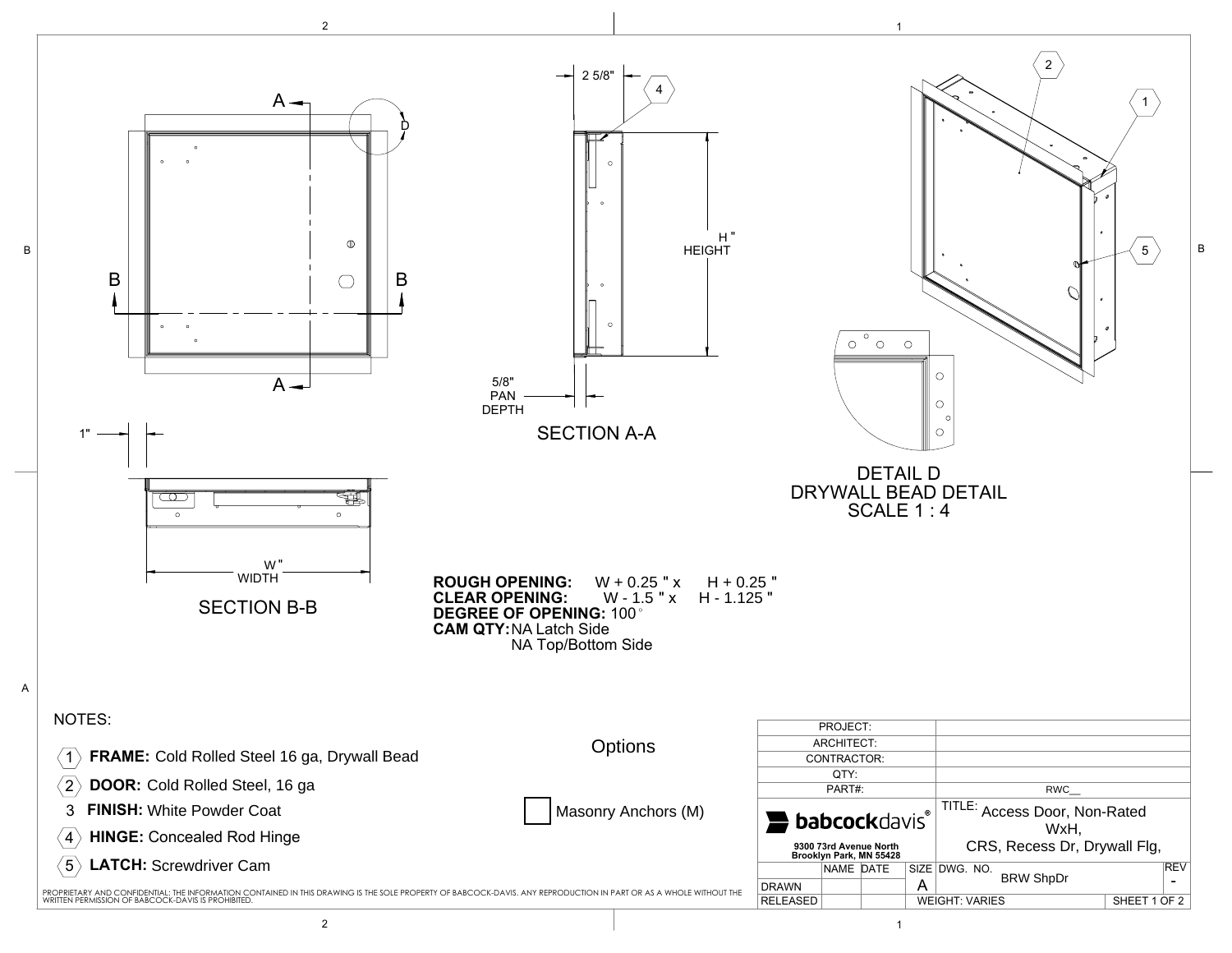SECTION A-A

- 2 5/8"
- H" HEIGHT
- 5/8" PAN DEPTH

SECTION B-B

- 1"
- W" WIDTH

DETAIL D
DRYWALL BEAD DETAIL
SCALE 1 : 4

**ROUGH OPENING:** W + 0.25 " x H + 0.25 "
**CLEAR OPENING:** W - 1.5 " x H - 1.125 "
**DEGREE OF OPENING:** 100°
**CAM QTY:** NA Latch Side
NA Top/Bottom Side

NOTES:

1. **FRAME:** Cold Rolled Steel 16 ga, Drywall Bead
2. **DOOR:** Cold Rolled Steel, 16 ga
3. **FINISH:** White Powder Coat
4. **HINGE:** Concealed Rod Hinge
5. **LATCH:** Screwdriver Cam

Options

☐ Masonry Anchors (M)

PROPRIETARY AND CONFIDENTIAL: THE INFORMATION CONTAINED IN THIS DRAWING IS THE SOLE PROPERTY OF BABCOCK-DAVIS. ANY REPRODUCTION IN PART OR AS A WHOLE WITHOUT THE WRITTEN PERMISSION OF BABCOCK-DAVIS IS PROHIBITED.

| | | | | | |
|---|---|---|---|---|---|
| PROJECT: | | | | | |
| ARCHITECT: | | | | | |
| CONTRACTOR: | | | | | |
| QTY: | | | | | |
| PART#: | | | | RWC__ | |
| babcockdavis® 9300 73rd Avenue North Brooklyn Park, MN 55428 | | | | TITLE: Access Door, Non-Rated WxH, CRS, Recess Dr, Drywall Flg, | |
| | NAME | DATE | SIZE | DWG. NO. | REV |
| DRAWN | | | A | BRW ShpDr | - |
| RELEASED | | | WEIGHT: VARIES | | SHEET 1 OF 2 |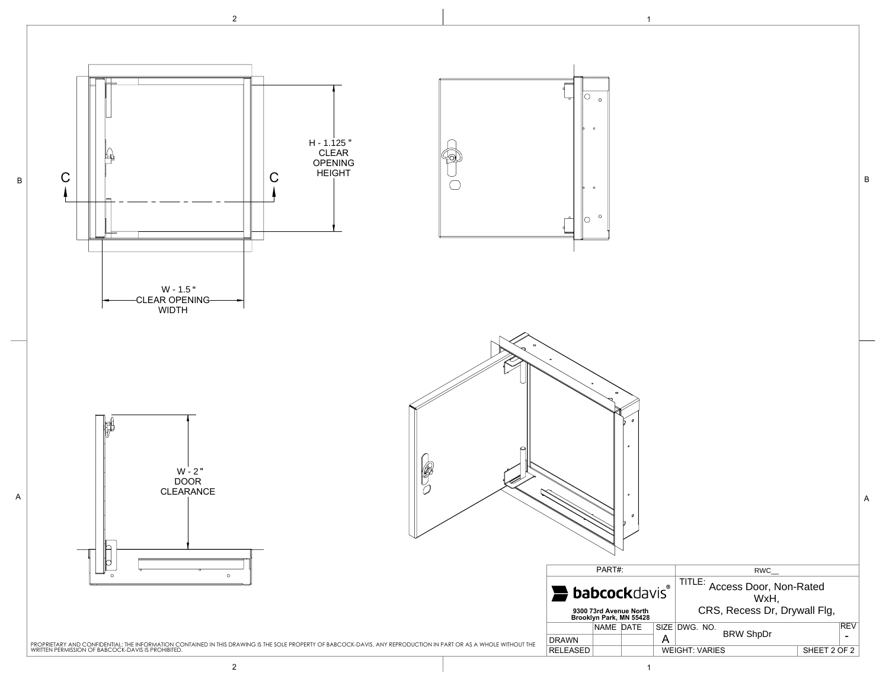H - 1.125 "
CLEAR
OPENING
HEIGHT

C

C

W - 1.5 "
CLEAR OPENING
WIDTH

W - 2 "
DOOR
CLEARANCE

| | | | | | | |
|---|---|---|---|---|---|---|
| PART#: | | | RWC__ | | | |
| **babcock**davis® 9300 73rd Avenue North Brooklyn Park, MN 55428 | | | TITLE: Access Door, Non-Rated WxH, CRS, Recess Dr, Drywall Flg, | | | |
| | NAME | DATE | SIZE | DWG. NO. BRW ShpDr | | REV |
| DRAWN | | | A | | | - |
| RELEASED | | | WEIGHT: VARIES | | SHEET 2 OF 2 | |

PROPRIETARY AND CONFIDENTIAL: THE INFORMATION CONTAINED IN THIS DRAWING IS THE SOLE PROPERTY OF BABCOCK-DAVIS. ANY REPRODUCTION IN PART OR AS A WHOLE WITHOUT THE WRITTEN PERMISSION OF BABCOCK-DAVIS IS PROHIBITED.